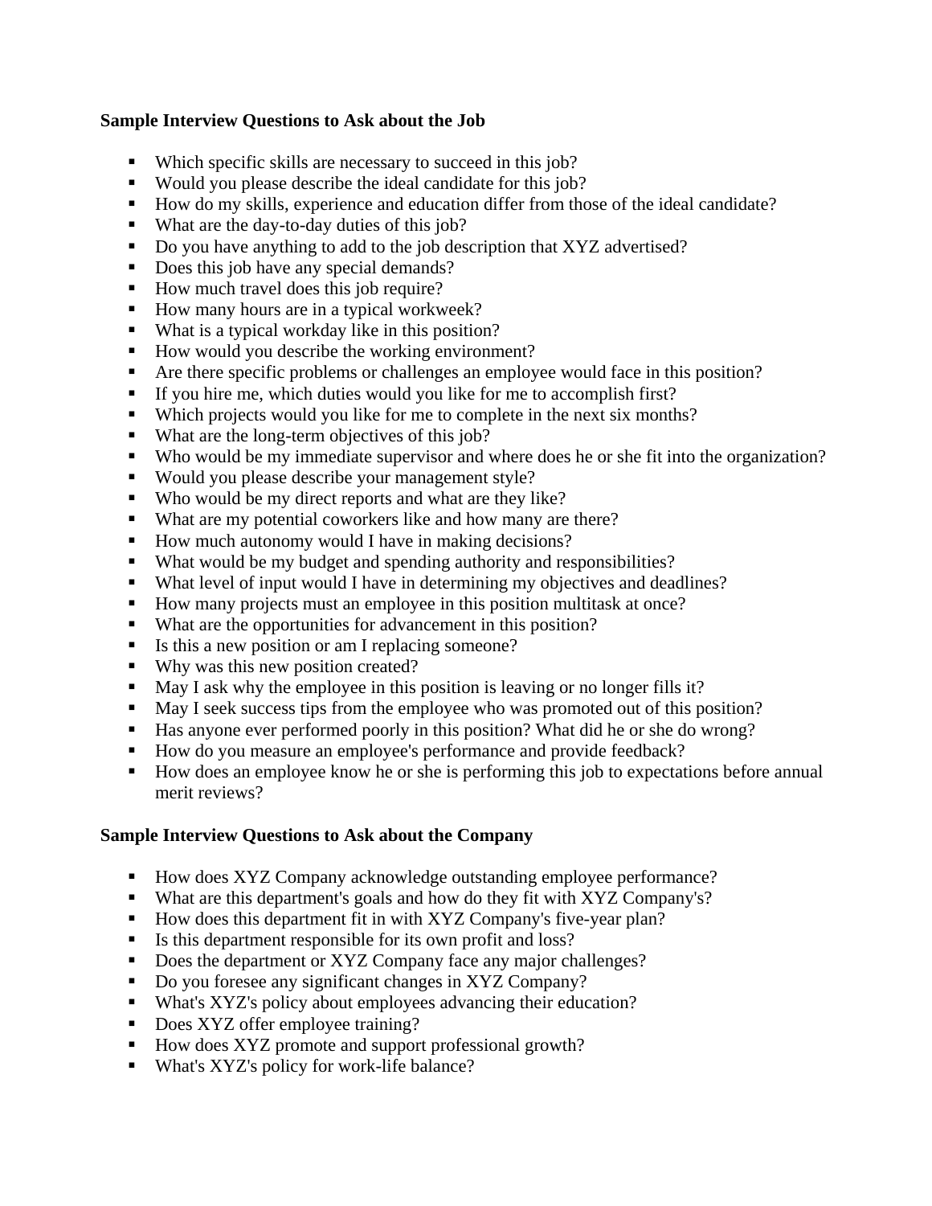**Sample Interview Questions to Ask about the Job**

- Which specific skills are necessary to succeed in this job?
- Would you please describe the ideal candidate for this job?
- How do my skills, experience and education differ from those of the ideal candidate?
- What are the day-to-day duties of this job?
- Do you have anything to add to the job description that XYZ advertised?
- Does this job have any special demands?
- How much travel does this job require?
- How many hours are in a typical workweek?
- What is a typical workday like in this position?
- How would you describe the working environment?
- Are there specific problems or challenges an employee would face in this position?
- If you hire me, which duties would you like for me to accomplish first?
- Which projects would you like for me to complete in the next six months?
- What are the long-term objectives of this job?
- Who would be my immediate supervisor and where does he or she fit into the organization?
- Would you please describe your management style?
- Who would be my direct reports and what are they like?
- What are my potential coworkers like and how many are there?
- How much autonomy would I have in making decisions?
- What would be my budget and spending authority and responsibilities?
- What level of input would I have in determining my objectives and deadlines?
- How many projects must an employee in this position multitask at once?
- What are the opportunities for advancement in this position?
- Is this a new position or am I replacing someone?
- Why was this new position created?
- May I ask why the employee in this position is leaving or no longer fills it?
- May I seek success tips from the employee who was promoted out of this position?
- Has anyone ever performed poorly in this position? What did he or she do wrong?
- How do you measure an employee's performance and provide feedback?
- How does an employee know he or she is performing this job to expectations before annual merit reviews?

**Sample Interview Questions to Ask about the Company**

- How does XYZ Company acknowledge outstanding employee performance?
- What are this department's goals and how do they fit with XYZ Company's?
- How does this department fit in with XYZ Company's five-year plan?
- Is this department responsible for its own profit and loss?
- Does the department or XYZ Company face any major challenges?
- Do you foresee any significant changes in XYZ Company?
- What's XYZ's policy about employees advancing their education?
- Does XYZ offer employee training?
- How does XYZ promote and support professional growth?
- What's XYZ's policy for work-life balance?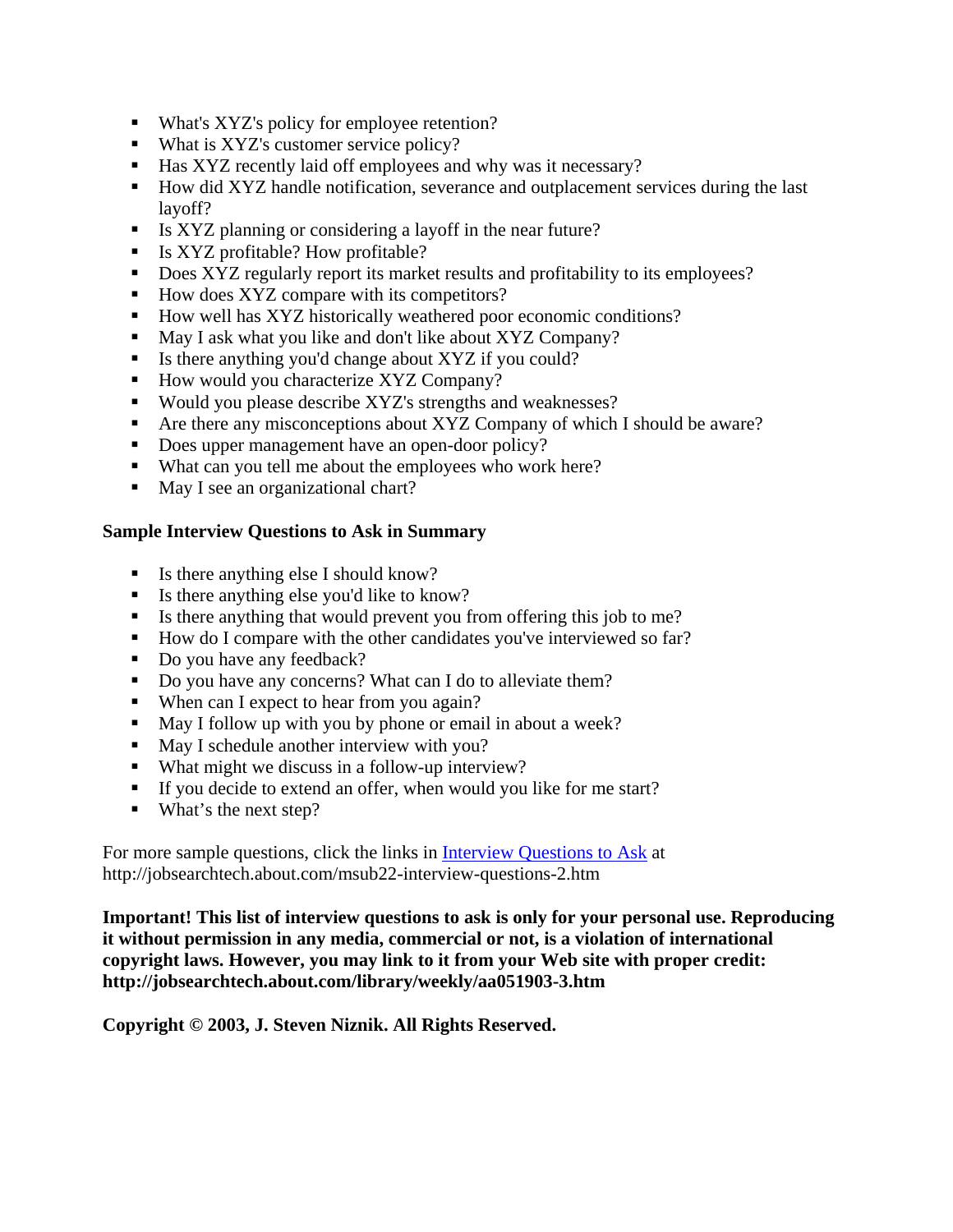- What's XYZ's policy for employee retention?
- What is XYZ's customer service policy?
- Has XYZ recently laid off employees and why was it necessary?
- How did XYZ handle notification, severance and outplacement services during the last layoff?
- Is XYZ planning or considering a layoff in the near future?
- Is XYZ profitable? How profitable?
- Does XYZ regularly report its market results and profitability to its employees?
- How does XYZ compare with its competitors?
- How well has XYZ historically weathered poor economic conditions?
- May I ask what you like and don't like about XYZ Company?
- Is there anything you'd change about XYZ if you could?
- How would you characterize XYZ Company?
- Would you please describe XYZ's strengths and weaknesses?
- Are there any misconceptions about XYZ Company of which I should be aware?
- Does upper management have an open-door policy?
- What can you tell me about the employees who work here?
- May I see an organizational chart?

**Sample Interview Questions to Ask in Summary**

- Is there anything else I should know?
- Is there anything else you'd like to know?
- Is there anything that would prevent you from offering this job to me?
- How do I compare with the other candidates you've interviewed so far?
- Do you have any feedback?
- Do you have any concerns? What can I do to alleviate them?
- When can I expect to hear from you again?
- May I follow up with you by phone or email in about a week?
- May I schedule another interview with you?
- What might we discuss in a follow-up interview?
- If you decide to extend an offer, when would you like for me start?
- What's the next step?

For more sample questions, click the links in [Interview Questions to Ask](http://jobsearchtech.about.com/msub22-interview-questions-2.htm) at http://jobsearchtech.about.com/msub22-interview-questions-2.htm

**Important! This list of interview questions to ask is only for your personal use. Reproducing it without permission in any media, commercial or not, is a violation of international copyright laws. However, you may link to it from your Web site with proper credit: http://jobsearchtech.about.com/library/weekly/aa051903-3.htm**

**Copyright © 2003, J. Steven Niznik. All Rights Reserved.**